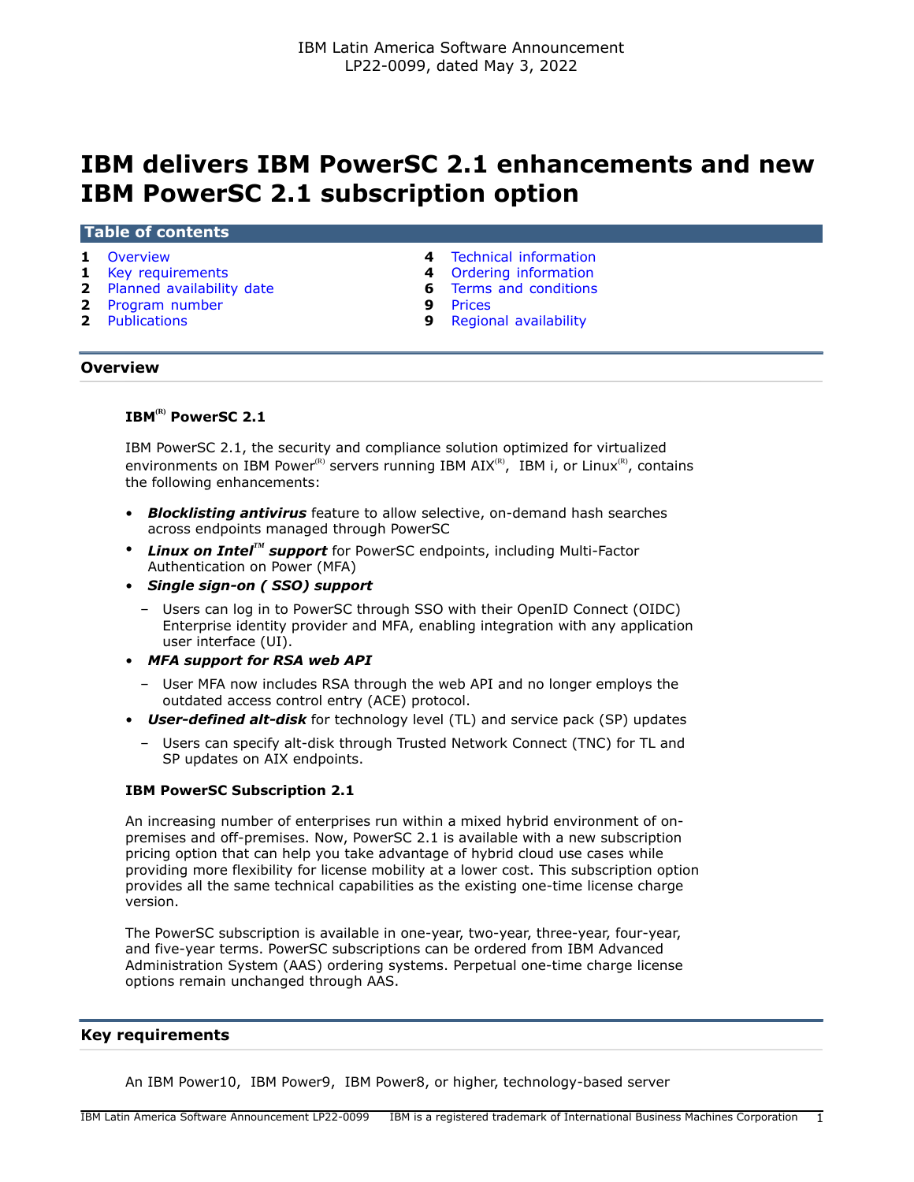IBM Latin America Software Announcement
LP22-0099, dated May 3, 2022

# IBM delivers IBM PowerSC 2.1 enhancements and new IBM PowerSC 2.1 subscription option

**Table of contents**

| | | | |
|---|---|---|---|
| 1 | Overview | 4 | Technical information |
| 1 | Key requirements | 4 | Ordering information |
| 2 | Planned availability date | 6 | Terms and conditions |
| 2 | Program number | 9 | Prices |
| 2 | Publications | 9 | Regional availability |

## Overview

### IBM(R) PowerSC 2.1

IBM PowerSC 2.1, the security and compliance solution optimized for virtualized environments on IBM Power(R) servers running IBM AIX(R), IBM i, or Linux(R), contains the following enhancements:

- ***Blocklisting antivirus*** feature to allow selective, on-demand hash searches across endpoints managed through PowerSC
- ***Linux on Intel™ support*** for PowerSC endpoints, including Multi-Factor Authentication on Power (MFA)
- ***Single sign-on ( SSO) support***
  - Users can log in to PowerSC through SSO with their OpenID Connect (OIDC) Enterprise identity provider and MFA, enabling integration with any application user interface (UI).
- ***MFA support for RSA web API***
  - User MFA now includes RSA through the web API and no longer employs the outdated access control entry (ACE) protocol.
- ***User-defined alt-disk*** for technology level (TL) and service pack (SP) updates
  - Users can specify alt-disk through Trusted Network Connect (TNC) for TL and SP updates on AIX endpoints.

### IBM PowerSC Subscription 2.1

An increasing number of enterprises run within a mixed hybrid environment of on-premises and off-premises. Now, PowerSC 2.1 is available with a new subscription pricing option that can help you take advantage of hybrid cloud use cases while providing more flexibility for license mobility at a lower cost. This subscription option provides all the same technical capabilities as the existing one-time license charge version.

The PowerSC subscription is available in one-year, two-year, three-year, four-year, and five-year terms. PowerSC subscriptions can be ordered from IBM Advanced Administration System (AAS) ordering systems. Perpetual one-time charge license options remain unchanged through AAS.

## Key requirements

An IBM Power10, IBM Power9, IBM Power8, or higher, technology-based server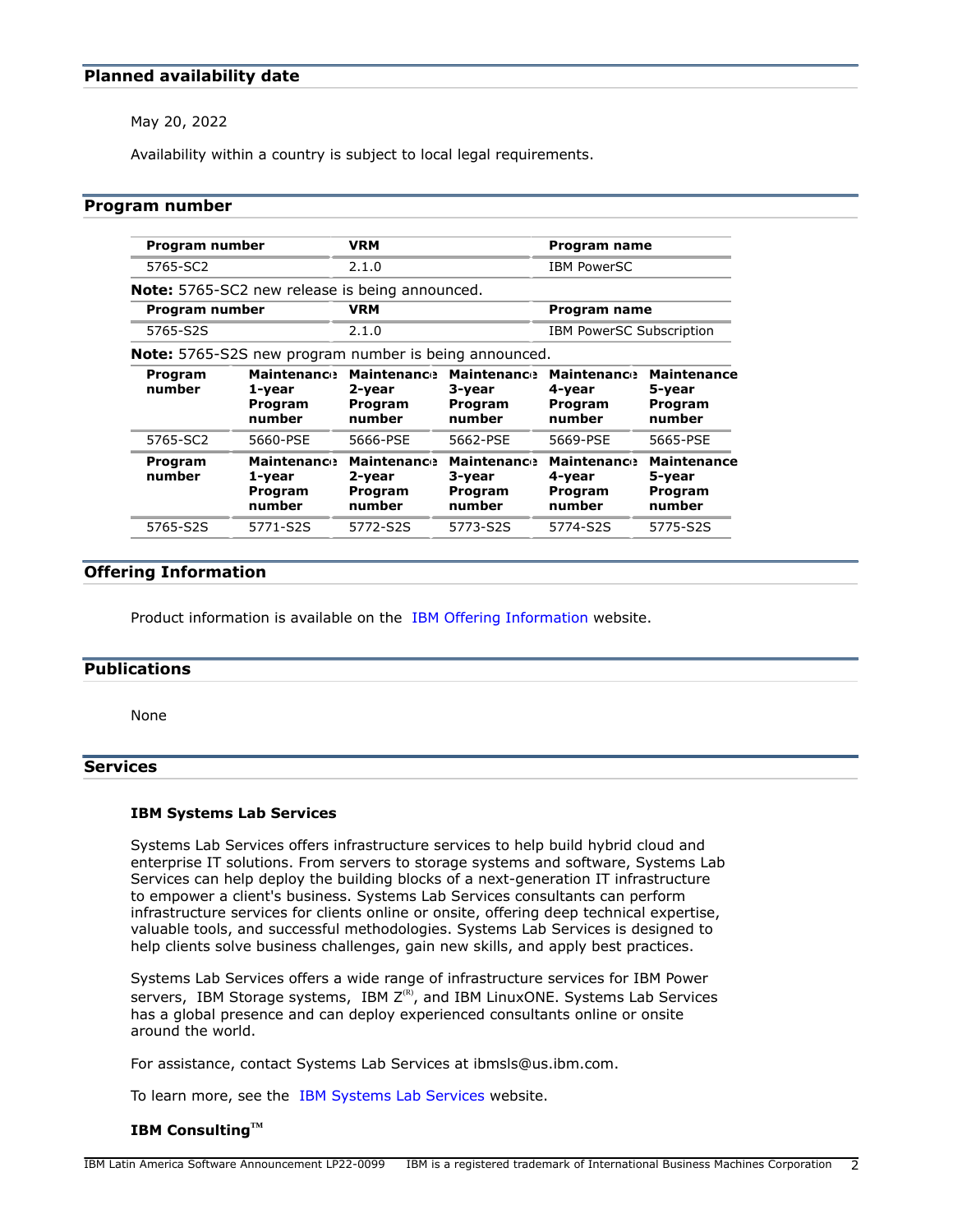## Planned availability date

May 20, 2022

Availability within a country is subject to local legal requirements.

## Program number

| Program number | VRM | Program name |
|---|---|---|
| 5765-SC2 | 2.1.0 | IBM PowerSC |

**Note:** 5765-SC2 new release is being announced.

| Program number | VRM | Program name |
|---|---|---|
| 5765-S2S | 2.1.0 | IBM PowerSC Subscription |

**Note:** 5765-S2S new program number is being announced.

| Program number | Maintenance 1-year Program number | Maintenance 2-year Program number | Maintenance 3-year Program number | Maintenance 4-year Program number | Maintenance 5-year Program number |
|---|---|---|---|---|---|
| 5765-SC2 | 5660-PSE | 5666-PSE | 5662-PSE | 5669-PSE | 5665-PSE |

| Program number | Maintenance 1-year Program number | Maintenance 2-year Program number | Maintenance 3-year Program number | Maintenance 4-year Program number | Maintenance 5-year Program number |
|---|---|---|---|---|---|
| 5765-S2S | 5771-S2S | 5772-S2S | 5773-S2S | 5774-S2S | 5775-S2S |

## Offering Information

Product information is available on the IBM Offering Information website.

## Publications

None

## Services

### IBM Systems Lab Services

Systems Lab Services offers infrastructure services to help build hybrid cloud and enterprise IT solutions. From servers to storage systems and software, Systems Lab Services can help deploy the building blocks of a next-generation IT infrastructure to empower a client's business. Systems Lab Services consultants can perform infrastructure services for clients online or onsite, offering deep technical expertise, valuable tools, and successful methodologies. Systems Lab Services is designed to help clients solve business challenges, gain new skills, and apply best practices.

Systems Lab Services offers a wide range of infrastructure services for IBM Power servers, IBM Storage systems, IBM Z(R), and IBM LinuxONE. Systems Lab Services has a global presence and can deploy experienced consultants online or onsite around the world.

For assistance, contact Systems Lab Services at ibmsls@us.ibm.com.

To learn more, see the IBM Systems Lab Services website.

### IBM Consulting(TM)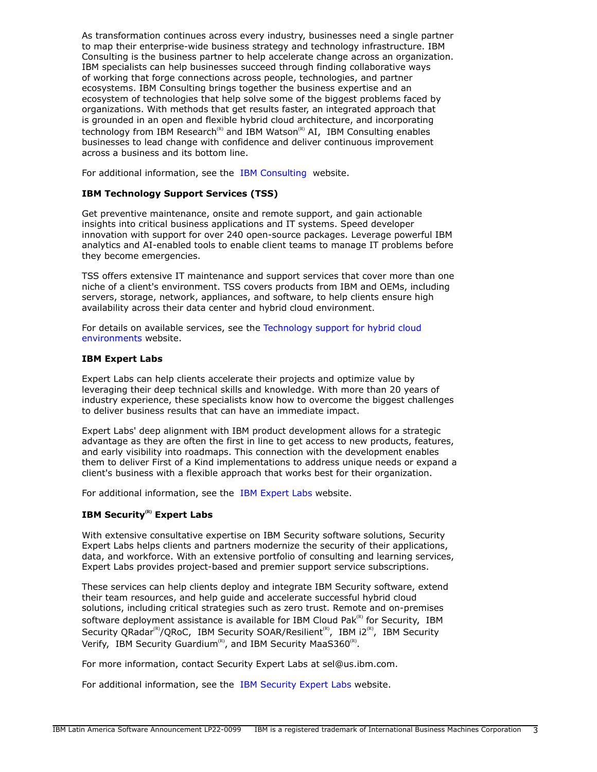As transformation continues across every industry, businesses need a single partner to map their enterprise-wide business strategy and technology infrastructure. IBM Consulting is the business partner to help accelerate change across an organization. IBM specialists can help businesses succeed through finding collaborative ways of working that forge connections across people, technologies, and partner ecosystems. IBM Consulting brings together the business expertise and an ecosystem of technologies that help solve some of the biggest problems faced by organizations. With methods that get results faster, an integrated approach that is grounded in an open and flexible hybrid cloud architecture, and incorporating technology from IBM Research(R) and IBM Watson(R) AI, IBM Consulting enables businesses to lead change with confidence and deliver continuous improvement across a business and its bottom line.

For additional information, see the IBM Consulting website.

### IBM Technology Support Services (TSS)

Get preventive maintenance, onsite and remote support, and gain actionable insights into critical business applications and IT systems. Speed developer innovation with support for over 240 open-source packages. Leverage powerful IBM analytics and AI-enabled tools to enable client teams to manage IT problems before they become emergencies.

TSS offers extensive IT maintenance and support services that cover more than one niche of a client's environment. TSS covers products from IBM and OEMs, including servers, storage, network, appliances, and software, to help clients ensure high availability across their data center and hybrid cloud environment.

For details on available services, see the Technology support for hybrid cloud environments website.

### IBM Expert Labs

Expert Labs can help clients accelerate their projects and optimize value by leveraging their deep technical skills and knowledge. With more than 20 years of industry experience, these specialists know how to overcome the biggest challenges to deliver business results that can have an immediate impact.

Expert Labs' deep alignment with IBM product development allows for a strategic advantage as they are often the first in line to get access to new products, features, and early visibility into roadmaps. This connection with the development enables them to deliver First of a Kind implementations to address unique needs or expand a client's business with a flexible approach that works best for their organization.

For additional information, see the IBM Expert Labs website.

### IBM Security(R) Expert Labs

With extensive consultative expertise on IBM Security software solutions, Security Expert Labs helps clients and partners modernize the security of their applications, data, and workforce. With an extensive portfolio of consulting and learning services, Expert Labs provides project-based and premier support service subscriptions.

These services can help clients deploy and integrate IBM Security software, extend their team resources, and help guide and accelerate successful hybrid cloud solutions, including critical strategies such as zero trust. Remote and on-premises software deployment assistance is available for IBM Cloud Pak(R) for Security, IBM Security QRadar(R)/QRoC, IBM Security SOAR/Resilient(R), IBM i2(R), IBM Security Verify, IBM Security Guardium(R), and IBM Security MaaS360(R).

For more information, contact Security Expert Labs at sel@us.ibm.com.

For additional information, see the IBM Security Expert Labs website.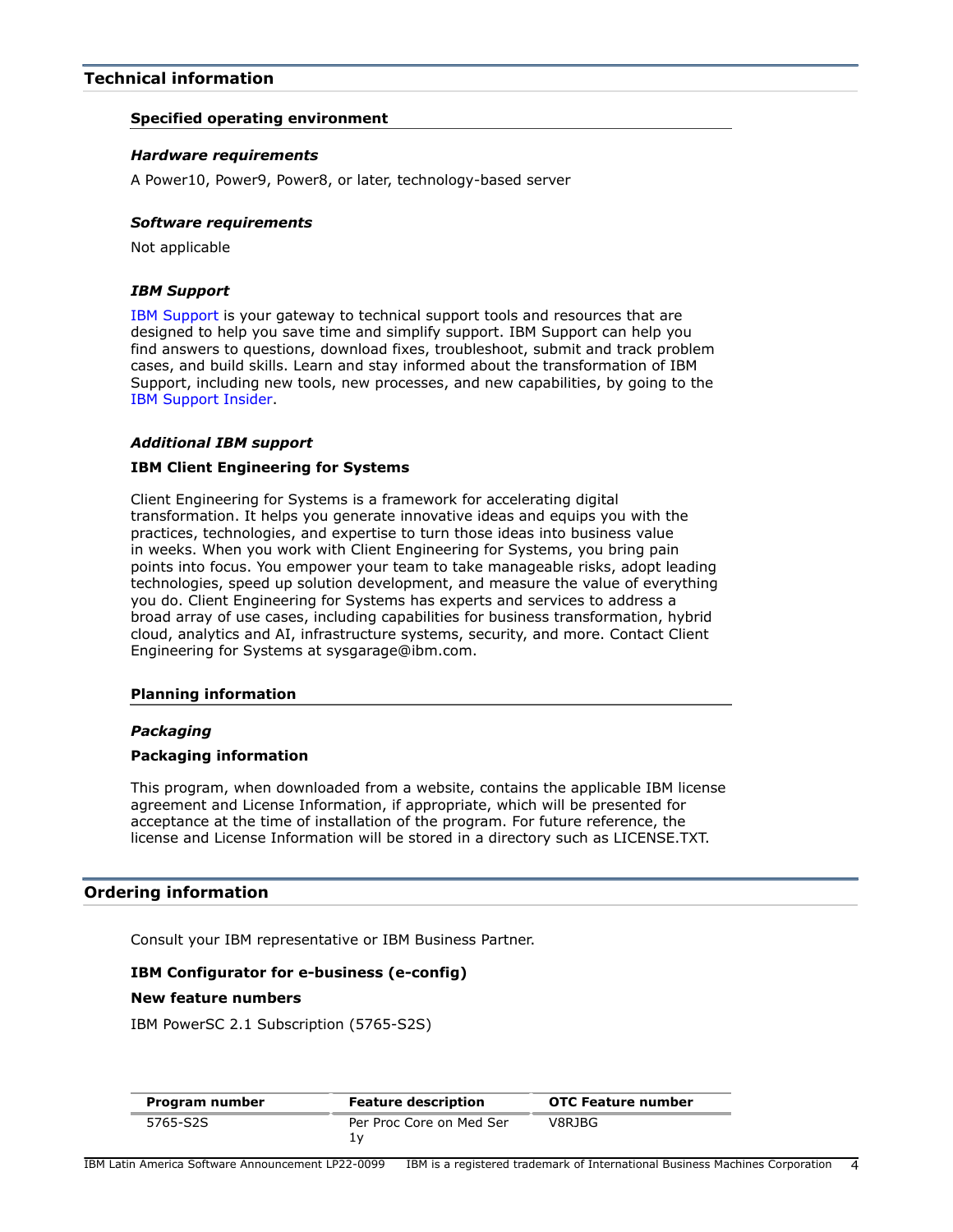## Technical information

### Specified operating environment

#### *Hardware requirements*

A Power10, Power9, Power8, or later, technology-based server

#### *Software requirements*

Not applicable

#### *IBM Support*

IBM Support is your gateway to technical support tools and resources that are designed to help you save time and simplify support. IBM Support can help you find answers to questions, download fixes, troubleshoot, submit and track problem cases, and build skills. Learn and stay informed about the transformation of IBM Support, including new tools, new processes, and new capabilities, by going to the IBM Support Insider.

#### *Additional IBM support*

**IBM Client Engineering for Systems**

Client Engineering for Systems is a framework for accelerating digital transformation. It helps you generate innovative ideas and equips you with the practices, technologies, and expertise to turn those ideas into business value in weeks. When you work with Client Engineering for Systems, you bring pain points into focus. You empower your team to take manageable risks, adopt leading technologies, speed up solution development, and measure the value of everything you do. Client Engineering for Systems has experts and services to address a broad array of use cases, including capabilities for business transformation, hybrid cloud, analytics and AI, infrastructure systems, security, and more. Contact Client Engineering for Systems at sysgarage@ibm.com.

### Planning information

#### *Packaging*

**Packaging information**

This program, when downloaded from a website, contains the applicable IBM license agreement and License Information, if appropriate, which will be presented for acceptance at the time of installation of the program. For future reference, the license and License Information will be stored in a directory such as LICENSE.TXT.

## Ordering information

Consult your IBM representative or IBM Business Partner.

**IBM Configurator for e-business (e-config)**

**New feature numbers**

IBM PowerSC 2.1 Subscription (5765-S2S)

| Program number | Feature description | OTC Feature number |
|---|---|---|
| 5765-S2S | Per Proc Core on Med Ser 1y | V8RJBG |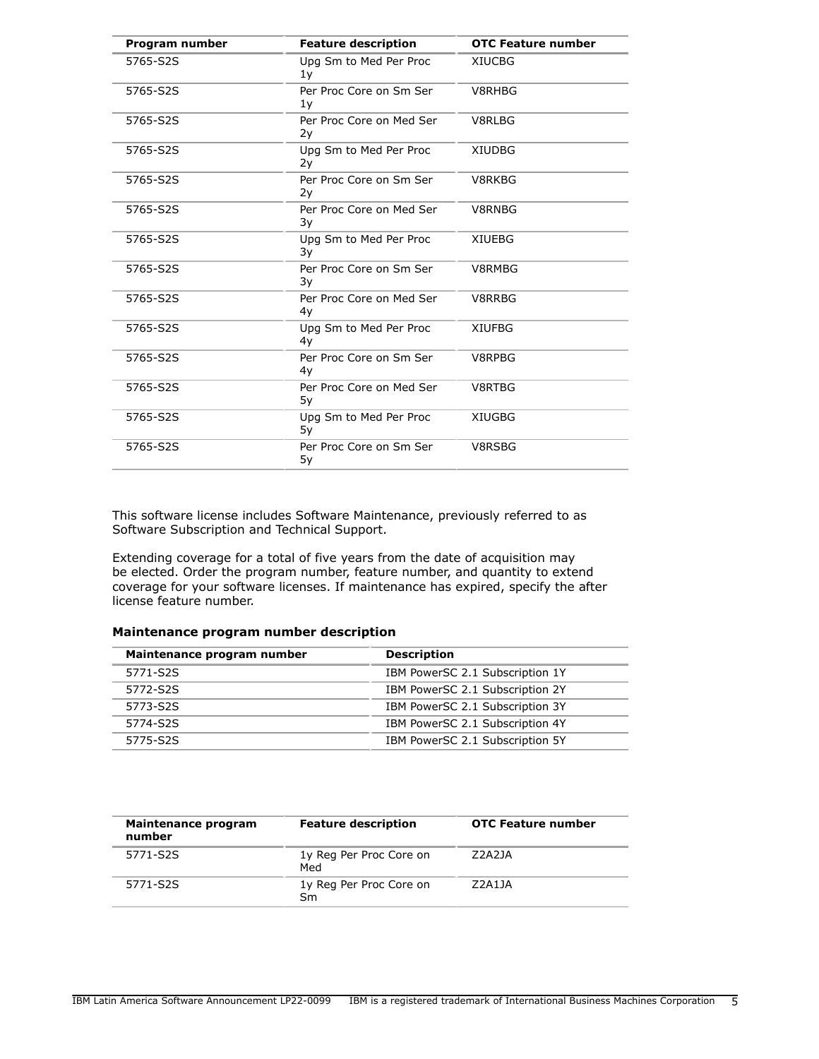| Program number | Feature description | OTC Feature number |
| --- | --- | --- |
| 5765-S2S | Upg Sm to Med Per Proc 1y | XIUCBG |
| 5765-S2S | Per Proc Core on Sm Ser 1y | V8RHBG |
| 5765-S2S | Per Proc Core on Med Ser 2y | V8RLBG |
| 5765-S2S | Upg Sm to Med Per Proc 2y | XIUDBG |
| 5765-S2S | Per Proc Core on Sm Ser 2y | V8RKBG |
| 5765-S2S | Per Proc Core on Med Ser 3y | V8RNBG |
| 5765-S2S | Upg Sm to Med Per Proc 3y | XIUEBG |
| 5765-S2S | Per Proc Core on Sm Ser 3y | V8RMBG |
| 5765-S2S | Per Proc Core on Med Ser 4y | V8RRBG |
| 5765-S2S | Upg Sm to Med Per Proc 4y | XIUFBG |
| 5765-S2S | Per Proc Core on Sm Ser 4y | V8RPBG |
| 5765-S2S | Per Proc Core on Med Ser 5y | V8RTBG |
| 5765-S2S | Upg Sm to Med Per Proc 5y | XIUGBG |
| 5765-S2S | Per Proc Core on Sm Ser 5y | V8RSBG |

This software license includes Software Maintenance, previously referred to as Software Subscription and Technical Support.

Extending coverage for a total of five years from the date of acquisition may be elected. Order the program number, feature number, and quantity to extend coverage for your software licenses. If maintenance has expired, specify the after license feature number.

### Maintenance program number description

| Maintenance program number | Description |
| --- | --- |
| 5771-S2S | IBM PowerSC 2.1 Subscription 1Y |
| 5772-S2S | IBM PowerSC 2.1 Subscription 2Y |
| 5773-S2S | IBM PowerSC 2.1 Subscription 3Y |
| 5774-S2S | IBM PowerSC 2.1 Subscription 4Y |
| 5775-S2S | IBM PowerSC 2.1 Subscription 5Y |

| Maintenance program number | Feature description | OTC Feature number |
| --- | --- | --- |
| 5771-S2S | 1y Reg Per Proc Core on Med | Z2A2JA |
| 5771-S2S | 1y Reg Per Proc Core on Sm | Z2A1JA |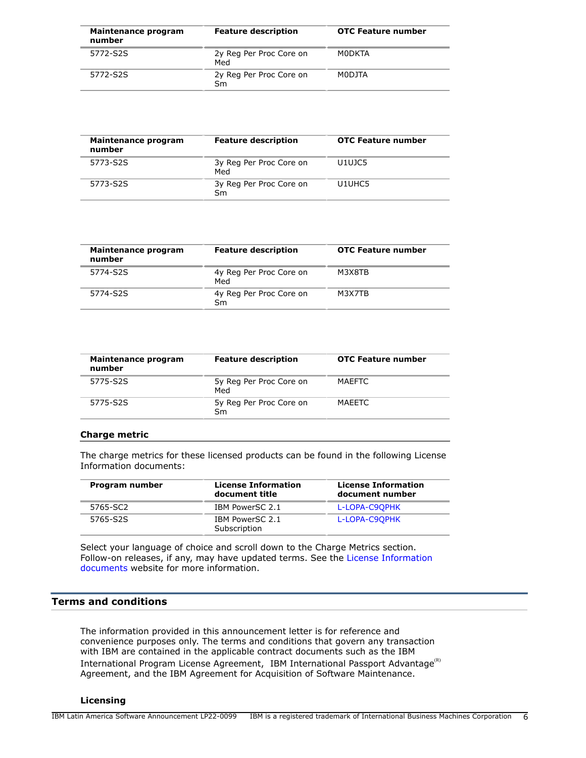| Maintenance program number | Feature description | OTC Feature number |
|---|---|---|
| 5772-S2S | 2y Reg Per Proc Core on Med | M0DKTA |
| 5772-S2S | 2y Reg Per Proc Core on Sm | M0DJTA |

| Maintenance program number | Feature description | OTC Feature number |
|---|---|---|
| 5773-S2S | 3y Reg Per Proc Core on Med | U1UJC5 |
| 5773-S2S | 3y Reg Per Proc Core on Sm | U1UHC5 |

| Maintenance program number | Feature description | OTC Feature number |
|---|---|---|
| 5774-S2S | 4y Reg Per Proc Core on Med | M3X8TB |
| 5774-S2S | 4y Reg Per Proc Core on Sm | M3X7TB |

| Maintenance program number | Feature description | OTC Feature number |
|---|---|---|
| 5775-S2S | 5y Reg Per Proc Core on Med | MAEFTC |
| 5775-S2S | 5y Reg Per Proc Core on Sm | MAEETC |

### Charge metric

The charge metrics for these licensed products can be found in the following License Information documents:

| Program number | License Information document title | License Information document number |
|---|---|---|
| 5765-SC2 | IBM PowerSC 2.1 | L-LOPA-C9QPHK |
| 5765-S2S | IBM PowerSC 2.1 Subscription | L-LOPA-C9QPHK |

Select your language of choice and scroll down to the Charge Metrics section. Follow-on releases, if any, may have updated terms. See the License Information documents website for more information.

## Terms and conditions

The information provided in this announcement letter is for reference and convenience purposes only. The terms and conditions that govern any transaction with IBM are contained in the applicable contract documents such as the IBM International Program License Agreement, IBM International Passport Advantage(R) Agreement, and the IBM Agreement for Acquisition of Software Maintenance.

### Licensing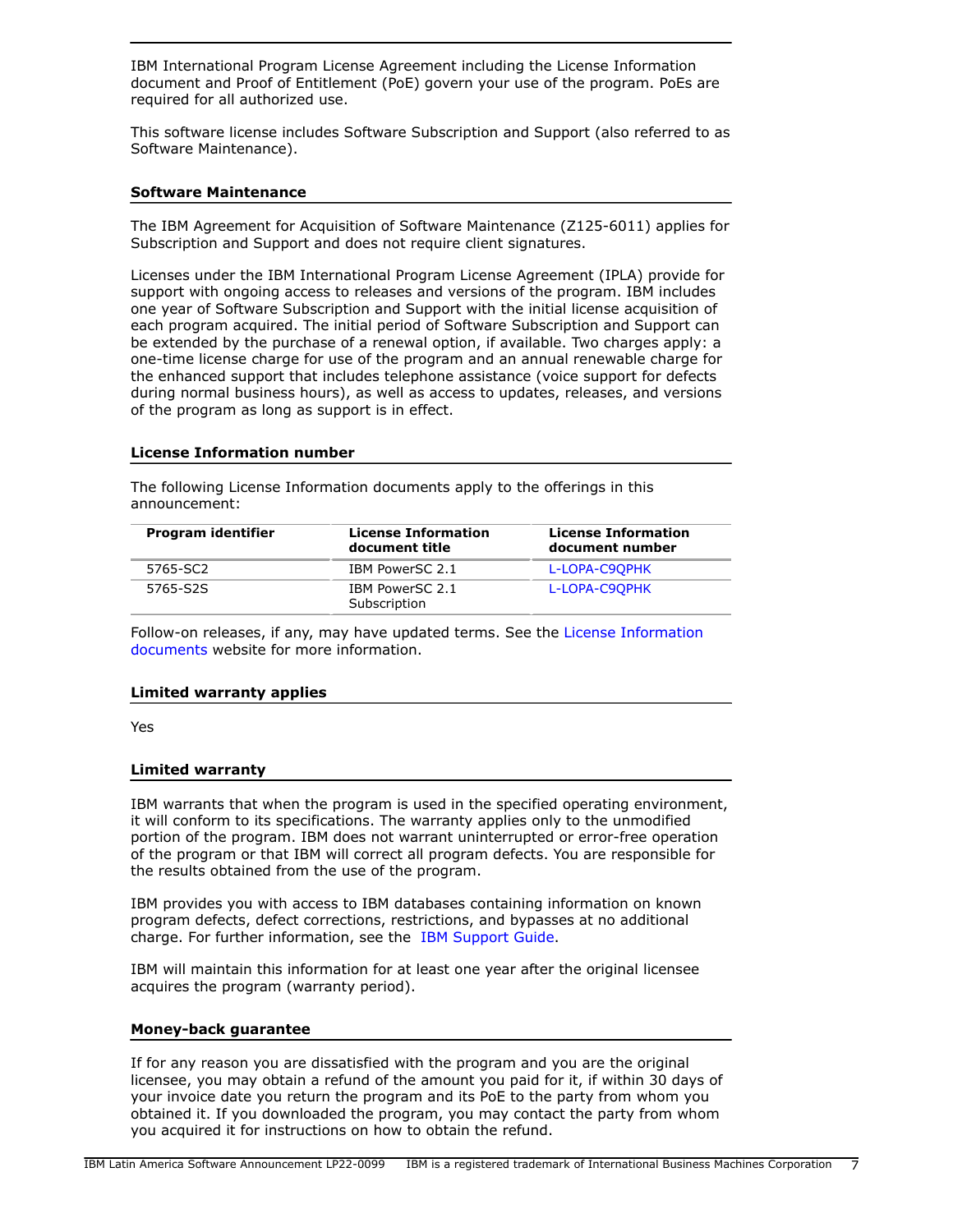IBM International Program License Agreement including the License Information document and Proof of Entitlement (PoE) govern your use of the program. PoEs are required for all authorized use.

This software license includes Software Subscription and Support (also referred to as Software Maintenance).

## Software Maintenance

The IBM Agreement for Acquisition of Software Maintenance (Z125-6011) applies for Subscription and Support and does not require client signatures.

Licenses under the IBM International Program License Agreement (IPLA) provide for support with ongoing access to releases and versions of the program. IBM includes one year of Software Subscription and Support with the initial license acquisition of each program acquired. The initial period of Software Subscription and Support can be extended by the purchase of a renewal option, if available. Two charges apply: a one-time license charge for use of the program and an annual renewable charge for the enhanced support that includes telephone assistance (voice support for defects during normal business hours), as well as access to updates, releases, and versions of the program as long as support is in effect.

## License Information number

The following License Information documents apply to the offerings in this announcement:

| Program identifier | License Information document title | License Information document number |
|---|---|---|
| 5765-SC2 | IBM PowerSC 2.1 | L-LOPA-C9QPHK |
| 5765-S2S | IBM PowerSC 2.1 Subscription | L-LOPA-C9QPHK |

Follow-on releases, if any, may have updated terms. See the License Information documents website for more information.

## Limited warranty applies

Yes

## Limited warranty

IBM warrants that when the program is used in the specified operating environment, it will conform to its specifications. The warranty applies only to the unmodified portion of the program. IBM does not warrant uninterrupted or error-free operation of the program or that IBM will correct all program defects. You are responsible for the results obtained from the use of the program.

IBM provides you with access to IBM databases containing information on known program defects, defect corrections, restrictions, and bypasses at no additional charge. For further information, see the IBM Support Guide.

IBM will maintain this information for at least one year after the original licensee acquires the program (warranty period).

## Money-back guarantee

If for any reason you are dissatisfied with the program and you are the original licensee, you may obtain a refund of the amount you paid for it, if within 30 days of your invoice date you return the program and its PoE to the party from whom you obtained it. If you downloaded the program, you may contact the party from whom you acquired it for instructions on how to obtain the refund.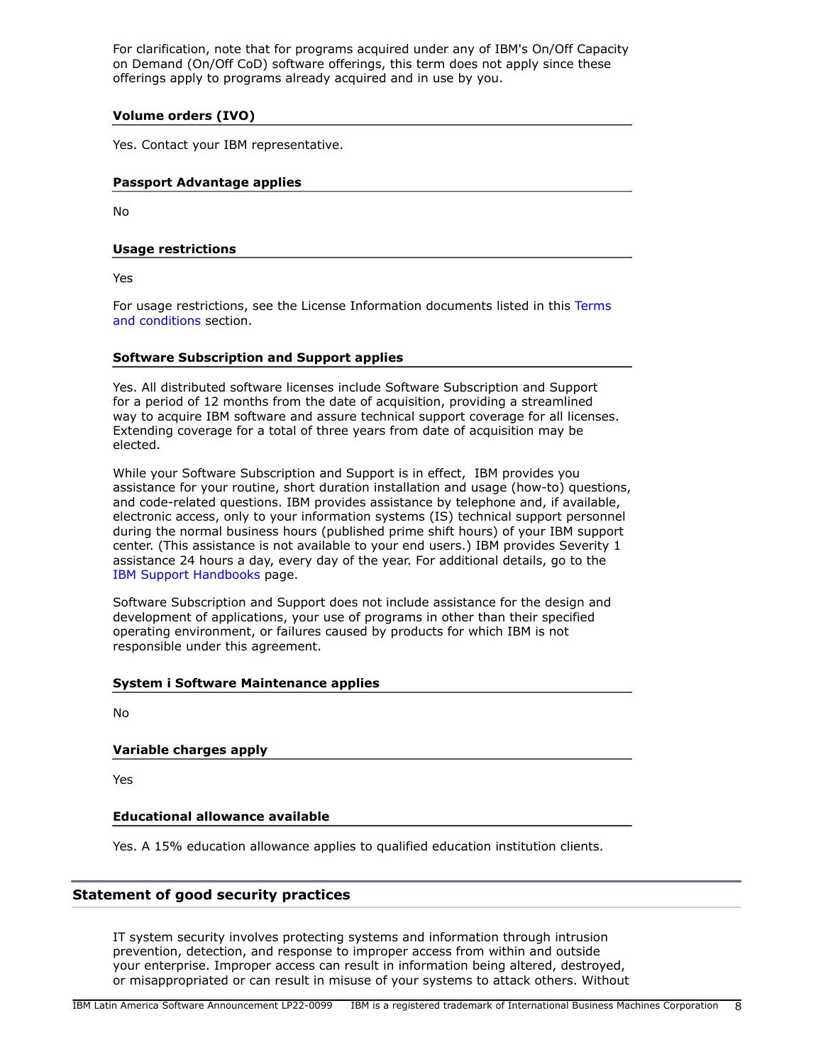For clarification, note that for programs acquired under any of IBM's On/Off Capacity on Demand (On/Off CoD) software offerings, this term does not apply since these offerings apply to programs already acquired and in use by you.

### Volume orders (IVO)

Yes. Contact your IBM representative.

### Passport Advantage applies

No

### Usage restrictions

Yes

For usage restrictions, see the License Information documents listed in this Terms and conditions section.

### Software Subscription and Support applies

Yes. All distributed software licenses include Software Subscription and Support for a period of 12 months from the date of acquisition, providing a streamlined way to acquire IBM software and assure technical support coverage for all licenses. Extending coverage for a total of three years from date of acquisition may be elected.

While your Software Subscription and Support is in effect, IBM provides you assistance for your routine, short duration installation and usage (how-to) questions, and code-related questions. IBM provides assistance by telephone and, if available, electronic access, only to your information systems (IS) technical support personnel during the normal business hours (published prime shift hours) of your IBM support center. (This assistance is not available to your end users.) IBM provides Severity 1 assistance 24 hours a day, every day of the year. For additional details, go to the IBM Support Handbooks page.

Software Subscription and Support does not include assistance for the design and development of applications, your use of programs in other than their specified operating environment, or failures caused by products for which IBM is not responsible under this agreement.

### System i Software Maintenance applies

No

### Variable charges apply

Yes

### Educational allowance available

Yes. A 15% education allowance applies to qualified education institution clients.

## Statement of good security practices

IT system security involves protecting systems and information through intrusion prevention, detection, and response to improper access from within and outside your enterprise. Improper access can result in information being altered, destroyed, or misappropriated or can result in misuse of your systems to attack others. Without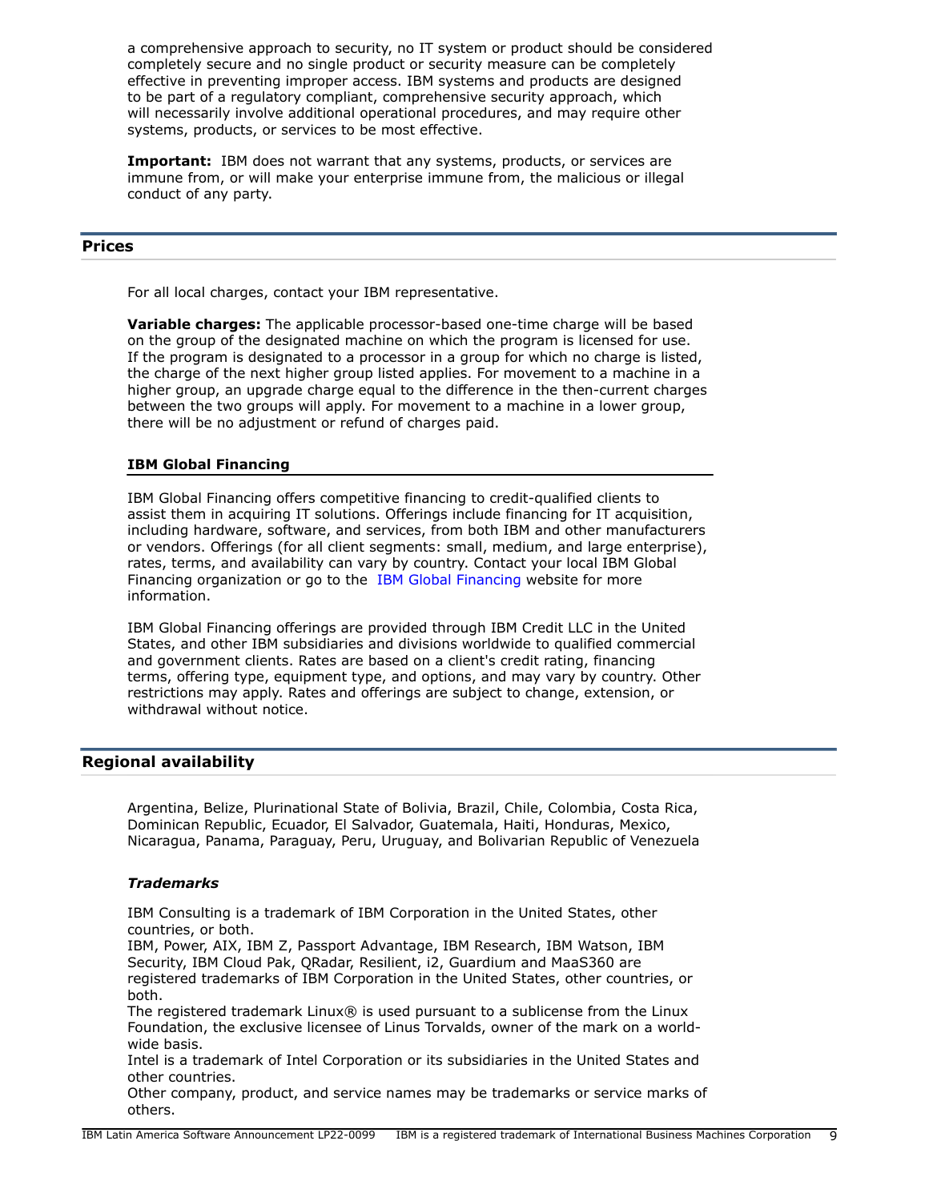a comprehensive approach to security, no IT system or product should be considered completely secure and no single product or security measure can be completely effective in preventing improper access. IBM systems and products are designed to be part of a regulatory compliant, comprehensive security approach, which will necessarily involve additional operational procedures, and may require other systems, products, or services to be most effective.

**Important:** IBM does not warrant that any systems, products, or services are immune from, or will make your enterprise immune from, the malicious or illegal conduct of any party.

## Prices

For all local charges, contact your IBM representative.

**Variable charges:** The applicable processor-based one-time charge will be based on the group of the designated machine on which the program is licensed for use. If the program is designated to a processor in a group for which no charge is listed, the charge of the next higher group listed applies. For movement to a machine in a higher group, an upgrade charge equal to the difference in the then-current charges between the two groups will apply. For movement to a machine in a lower group, there will be no adjustment or refund of charges paid.

### IBM Global Financing

IBM Global Financing offers competitive financing to credit-qualified clients to assist them in acquiring IT solutions. Offerings include financing for IT acquisition, including hardware, software, and services, from both IBM and other manufacturers or vendors. Offerings (for all client segments: small, medium, and large enterprise), rates, terms, and availability can vary by country. Contact your local IBM Global Financing organization or go to the IBM Global Financing website for more information.

IBM Global Financing offerings are provided through IBM Credit LLC in the United States, and other IBM subsidiaries and divisions worldwide to qualified commercial and government clients. Rates are based on a client's credit rating, financing terms, offering type, equipment type, and options, and may vary by country. Other restrictions may apply. Rates and offerings are subject to change, extension, or withdrawal without notice.

## Regional availability

Argentina, Belize, Plurinational State of Bolivia, Brazil, Chile, Colombia, Costa Rica, Dominican Republic, Ecuador, El Salvador, Guatemala, Haiti, Honduras, Mexico, Nicaragua, Panama, Paraguay, Peru, Uruguay, and Bolivarian Republic of Venezuela

### *Trademarks*

IBM Consulting is a trademark of IBM Corporation in the United States, other countries, or both.
IBM, Power, AIX, IBM Z, Passport Advantage, IBM Research, IBM Watson, IBM Security, IBM Cloud Pak, QRadar, Resilient, i2, Guardium and MaaS360 are registered trademarks of IBM Corporation in the United States, other countries, or both.
The registered trademark Linux® is used pursuant to a sublicense from the Linux Foundation, the exclusive licensee of Linus Torvalds, owner of the mark on a world-wide basis.
Intel is a trademark of Intel Corporation or its subsidiaries in the United States and other countries.
Other company, product, and service names may be trademarks or service marks of others.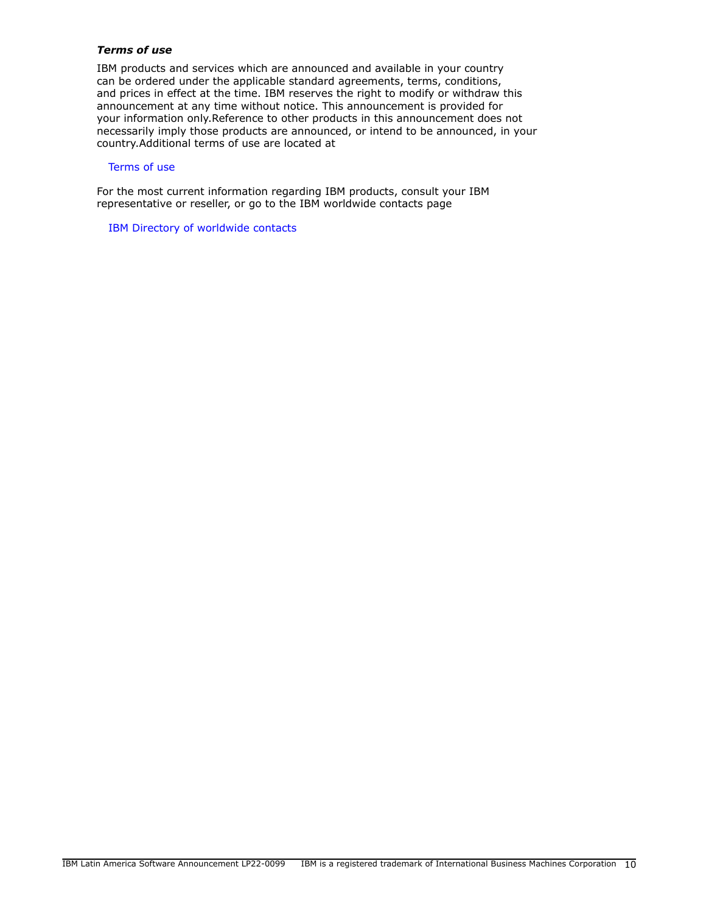***Terms of use***

IBM products and services which are announced and available in your country can be ordered under the applicable standard agreements, terms, conditions, and prices in effect at the time. IBM reserves the right to modify or withdraw this announcement at any time without notice. This announcement is provided for your information only.Reference to other products in this announcement does not necessarily imply those products are announced, or intend to be announced, in your country.Additional terms of use are located at

Terms of use

For the most current information regarding IBM products, consult your IBM representative or reseller, or go to the IBM worldwide contacts page

IBM Directory of worldwide contacts